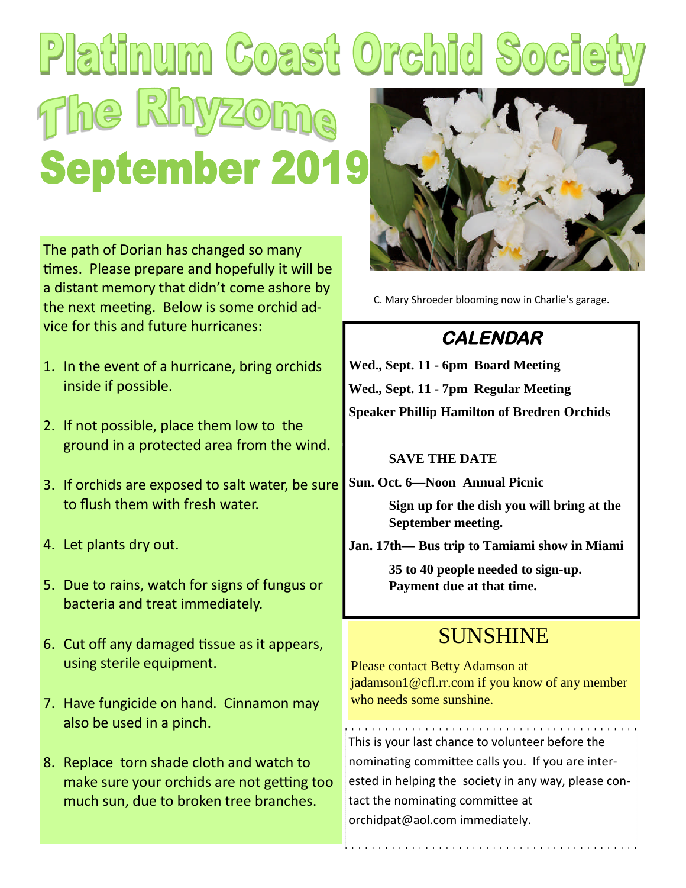# Platinum Coast Orchid Society

# The Rhyzome

## September 2019

The path of Dorian has changed so many times. Please prepare and hopefully it will be a distant memory that didn't come ashore by the next meeting. Below is some orchid advice for this and future hurricanes:

1. In the event of a hurricane, bring orchids inside if possible.
2. If not possible, place them low to the ground in a protected area from the wind.
3. If orchids are exposed to salt water, be sure to flush them with fresh water.
4. Let plants dry out.
5. Due to rains, watch for signs of fungus or bacteria and treat immediately.
6. Cut off any damaged tissue as it appears, using sterile equipment.
7. Have fungicide on hand. Cinnamon may also be used in a pinch.
8. Replace torn shade cloth and watch to make sure your orchids are not getting too much sun, due to broken tree branches.

C. Mary Shroeder blooming now in Charlie's garage.

### CALENDAR

**Wed., Sept. 11 - 6pm Board Meeting**

**Wed., Sept. 11 - 7pm Regular Meeting**

**Speaker Phillip Hamilton of Bredren Orchids**

**SAVE THE DATE**

**Sun. Oct. 6—Noon Annual Picnic**

**Sign up for the dish you will bring at the September meeting.**

**Jan. 17th— Bus trip to Tamiami show in Miami**

**35 to 40 people needed to sign-up. Payment due at that time.**

### SUNSHINE

Please contact Betty Adamson at jadamson1@cfl.rr.com if you know of any member who needs some sunshine.

This is your last chance to volunteer before the nominating committee calls you. If you are interested in helping the society in any way, please contact the nominating committee at orchidpat@aol.com immediately.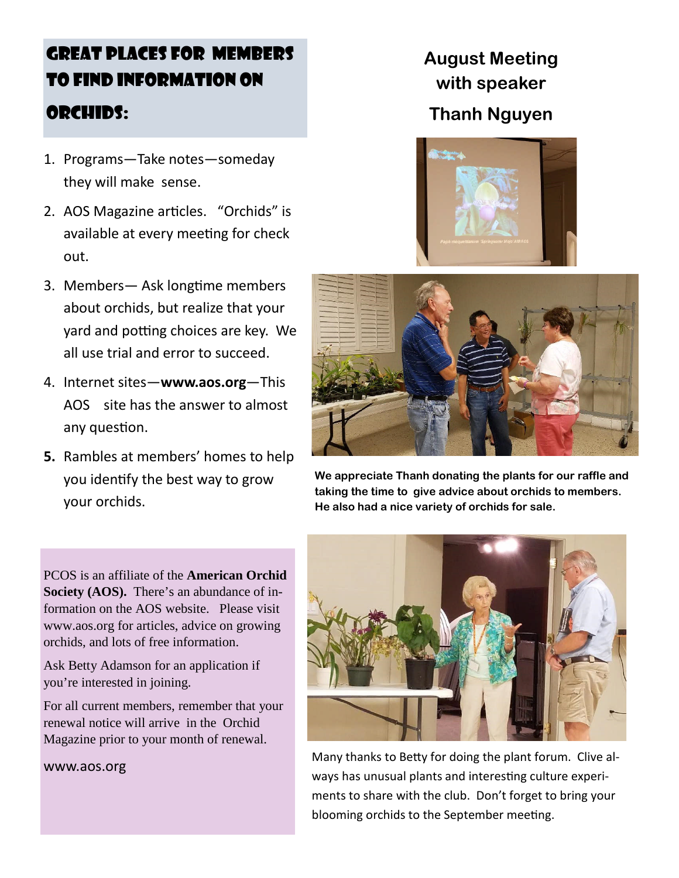## Great Places for Members to Find Information on Orchids:

1. Programs—Take notes—someday they will make sense.
2. AOS Magazine articles. "Orchids" is available at every meeting for check out.
3. Members— Ask longtime members about orchids, but realize that your yard and potting choices are key. We all use trial and error to succeed.
4. Internet sites—**www.aos.org**—This AOS site has the answer to almost any question.
5. Rambles at members' homes to help you identify the best way to grow your orchids.

## August Meeting with speaker Thanh Nguyen

**We appreciate Thanh donating the plants for our raffle and taking the time to give advice about orchids to members. He also had a nice variety of orchids for sale.**

PCOS is an affiliate of the **American Orchid Society (AOS).** There's an abundance of information on the AOS website. Please visit www.aos.org for articles, advice on growing orchids, and lots of free information.

Ask Betty Adamson for an application if you're interested in joining.

For all current members, remember that your renewal notice will arrive in the Orchid Magazine prior to your month of renewal.

www.aos.org

Many thanks to Betty for doing the plant forum. Clive always has unusual plants and interesting culture experiments to share with the club. Don't forget to bring your blooming orchids to the September meeting.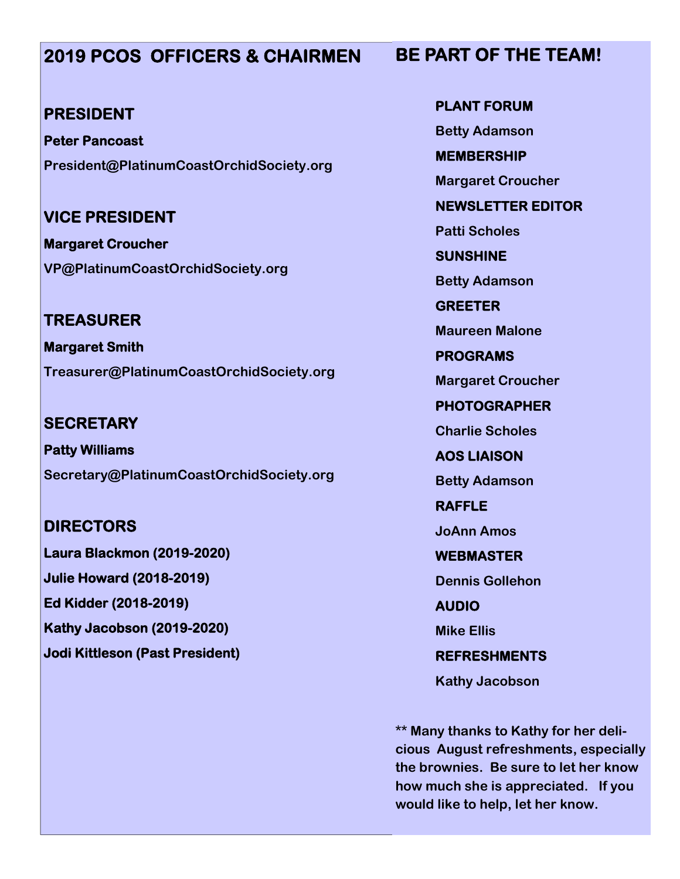## 2019 PCOS OFFICERS & CHAIRMEN

### PRESIDENT

**Peter Pancoast**

President@PlatinumCoastOrchidSociety.org

### VICE PRESIDENT

**Margaret Croucher**

VP@PlatinumCoastOrchidSociety.org

### TREASURER

**Margaret Smith**

Treasurer@PlatinumCoastOrchidSociety.org

### SECRETARY

**Patty Williams**

Secretary@PlatinumCoastOrchidSociety.org

### DIRECTORS

**Laura Blackmon (2019-2020)**

**Julie Howard (2018-2019)**

**Ed Kidder (2018-2019)**

**Kathy Jacobson (2019-2020)**

**Jodi Kittleson (Past President)**

## BE PART OF THE TEAM!

**PLANT FORUM**

Betty Adamson

**MEMBERSHIP**

Margaret Croucher

**NEWSLETTER EDITOR**

Patti Scholes

**SUNSHINE**

Betty Adamson

**GREETER**

Maureen Malone

**PROGRAMS**

Margaret Croucher

**PHOTOGRAPHER**

Charlie Scholes

**AOS LIAISON**

Betty Adamson

**RAFFLE**

JoAnn Amos

**WEBMASTER**

Dennis Gollehon

**AUDIO**

Mike Ellis

**REFRESHMENTS**

Kathy Jacobson

** Many thanks to Kathy for her delicious August refreshments, especially the brownies. Be sure to let her know how much she is appreciated. If you would like to help, let her know.